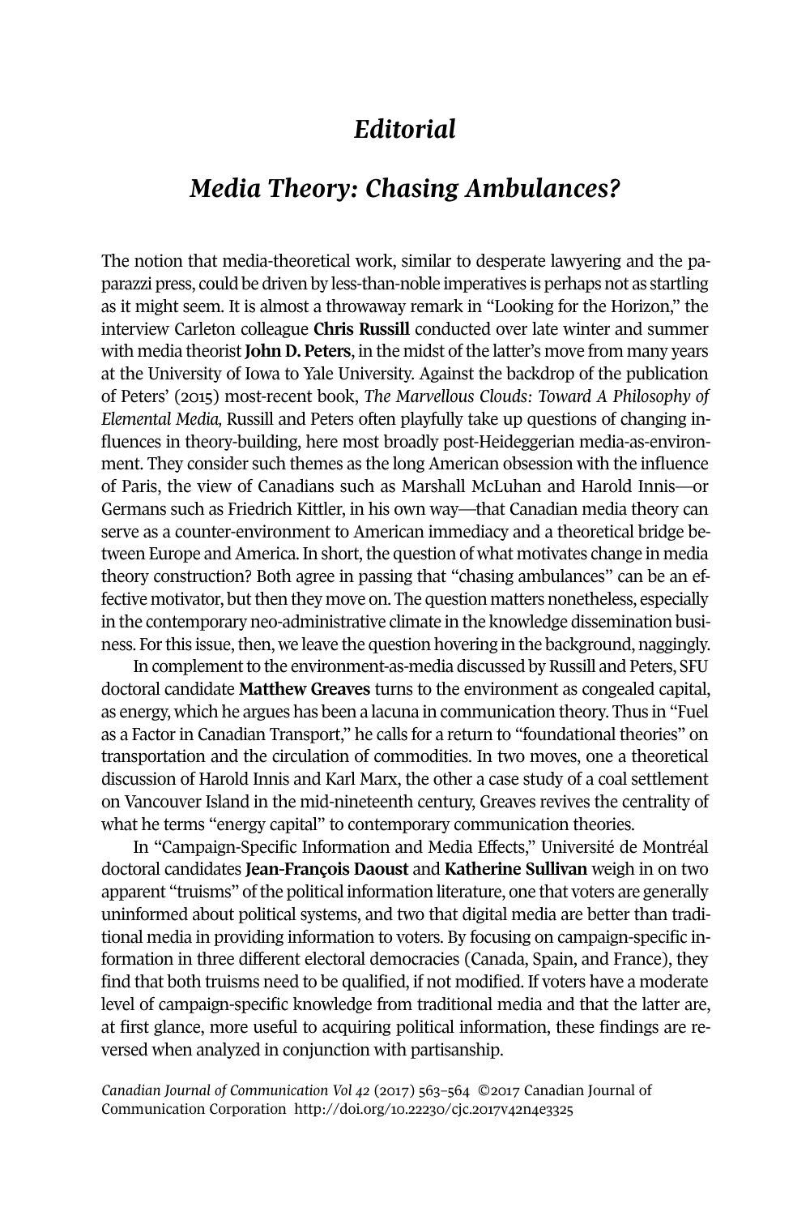# *Editorial*

## *Media Theory: Chasing Ambulances?*

The notion that media-theoretical work, similar to desperate lawyering and the paparazzi press, could be driven by less-than-noble imperatives is perhaps not as startling as it might seem. It is almost a throwaway remark in "Looking for the Horizon," the interview Carleton colleague **Chris Russill** conducted over late winter and summer with media theorist **John D. Peters**, in the midst of the latter's move from many years at the University of Iowa to Yale University. Against the backdrop of the publication of Peters' (2015) most-recent book, *The Marvellous Clouds: Toward A Philosophy of Elemental Media,* Russill and Peters often playfully take up questions of changing influences in theory-building, here most broadly post-Heideggerian media-as-environment. They consider such themes as the long American obsession with the influence of Paris, the view of Canadians such as Marshall McLuhan and Harold Innis—or Germans such as Friedrich Kittler, in his own way—that Canadian media theory can serve as a counter-environment to American immediacy and a theoretical bridge between Europe and America. In short, the question of what motivates change in media theory construction? Both agree in passing that "chasing ambulances" can be an effective motivator, but then they move on. The question matters nonetheless, especially in the contemporary neo-administrative climate in the knowledge dissemination business. For this issue, then, we leave the question hovering in the background, naggingly.

In complement to the environment-as-media discussed by Russill and Peters, SFU doctoral candidate **Matthew Greaves** turns to the environment as congealed capital, as energy, which he argues has been a lacuna in communication theory. Thus in "Fuel as a Factor in Canadian Transport," he calls for a return to "foundational theories" on transportation and the circulation of commodities. In two moves, one a theoretical discussion of Harold Innis and Karl Marx, the other a case study of a coal settlement on Vancouver Island in the mid-nineteenth century, Greaves revives the centrality of what he terms "energy capital" to contemporary communication theories.

In "Campaign-Specific Information and Media Effects," Université de Montréal doctoral candidates **Jean-François Daoust** and **Katherine Sullivan** weigh in on two apparent "truisms" of the political information literature, one that voters are generally uninformed about political systems, and two that digital media are better than traditional media in providing information to voters. By focusing on campaign-specific information in three different electoral democracies (Canada, Spain, and France), they find that both truisms need to be qualified, if not modified. If voters have a moderate level of campaign-specific knowledge from traditional media and that the latter are, at first glance, more useful to acquiring political information, these findings are reversed when analyzed in conjunction with partisanship.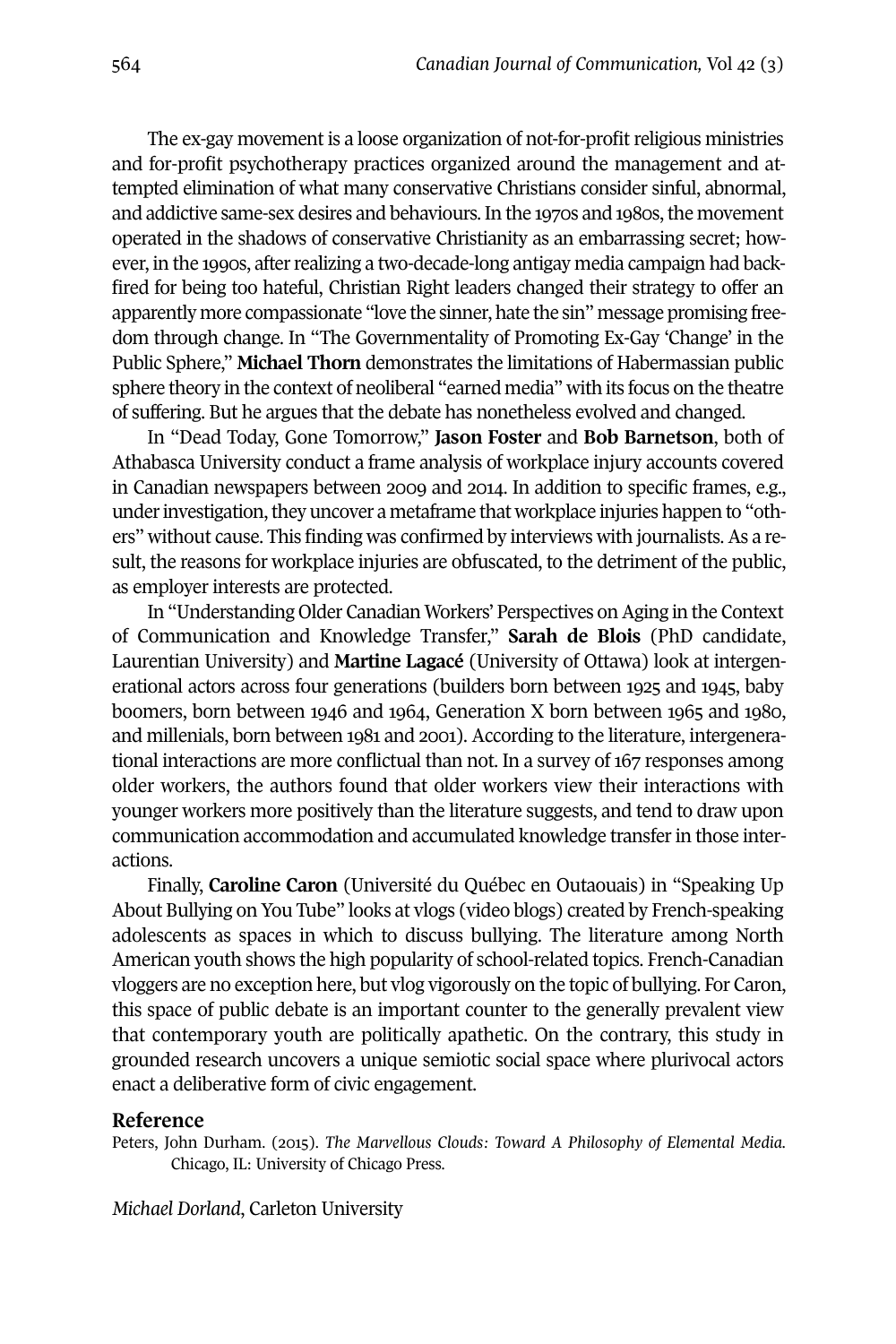The ex-gay movement is a loose organization of not-for-profit religious ministries and for-profit psychotherapy practices organized around the management and attempted elimination of what many conservative Christians consider sinful, abnormal, and addictive same-sex desires and behaviours. In the 1970s and 1980s, the movement operated in the shadows of conservative Christianity as an embarrassing secret; however, in the 1990s, after realizing a two-decade-long antigay media campaign had backfired for being too hateful, Christian Right leaders changed their strategy to offer an apparently more compassionate "love the sinner, hate the sin" message promising freedom through change. In "The Governmentality of Promoting Ex-Gay 'Change' in the Public Sphere," **Michael Thorn** demonstrates the limitations of Habermassian public sphere theory in the context of neoliberal "earned media" with its focus on the theatre of suffering. But he argues that the debate has nonetheless evolved and changed.

In "Dead Today, Gone Tomorrow," **Jason Foster** and **Bob Barnetson**, both of Athabasca University conduct a frame analysis of workplace injury accounts covered in Canadian newspapers between 2009 and 2014. In addition to specific frames, e.g., under investigation, they uncover a metaframe that workplace injuries happen to "others" without cause. This finding was confirmed by interviews with journalists. As a result, the reasons for workplace injuries are obfuscated, to the detriment of the public, as employer interests are protected.

In "Understanding Older Canadian Workers' Perspectives on Aging in the Context of Communication and Knowledge Transfer," **Sarah de Blois** (PhD candidate, Laurentian University) and **Martine Lagacé** (University of Ottawa) look at intergenerational actors across four generations (builders born between 1925 and 1945, baby boomers, born between 1946 and 1964, Generation X born between 1965 and 1980, and millenials, born between 1981 and 2001). According to the literature, intergenerational interactions are more conflictual than not. In a survey of 167 responses among older workers, the authors found that older workers view their interactions with younger workers more positively than the literature suggests, and tend to draw upon communication accommodation and accumulated knowledge transfer in those interactions.

Finally, **Caroline Caron** (Université du Québec en Outaouais) in "Speaking Up About Bullying on You Tube" looks at vlogs (video blogs) created by French-speaking adolescents as spaces in which to discuss bullying. The literature among North American youth shows the high popularity of school-related topics. French-Canadian vloggers are no exception here, but vlog vigorously on the topic of bullying. For Caron, this space of public debate is an important counter to the generally prevalent view that contemporary youth are politically apathetic. On the contrary, this study in grounded research uncovers a unique semiotic social space where plurivocal actors enact a deliberative form of civic engagement.

## Reference

Peters, John Durham. (2015). *The Marvellous Clouds: Toward A Philosophy of Elemental Media.* Chicago, IL: University of Chicago Press.

*Michael Dorland*, Carleton University